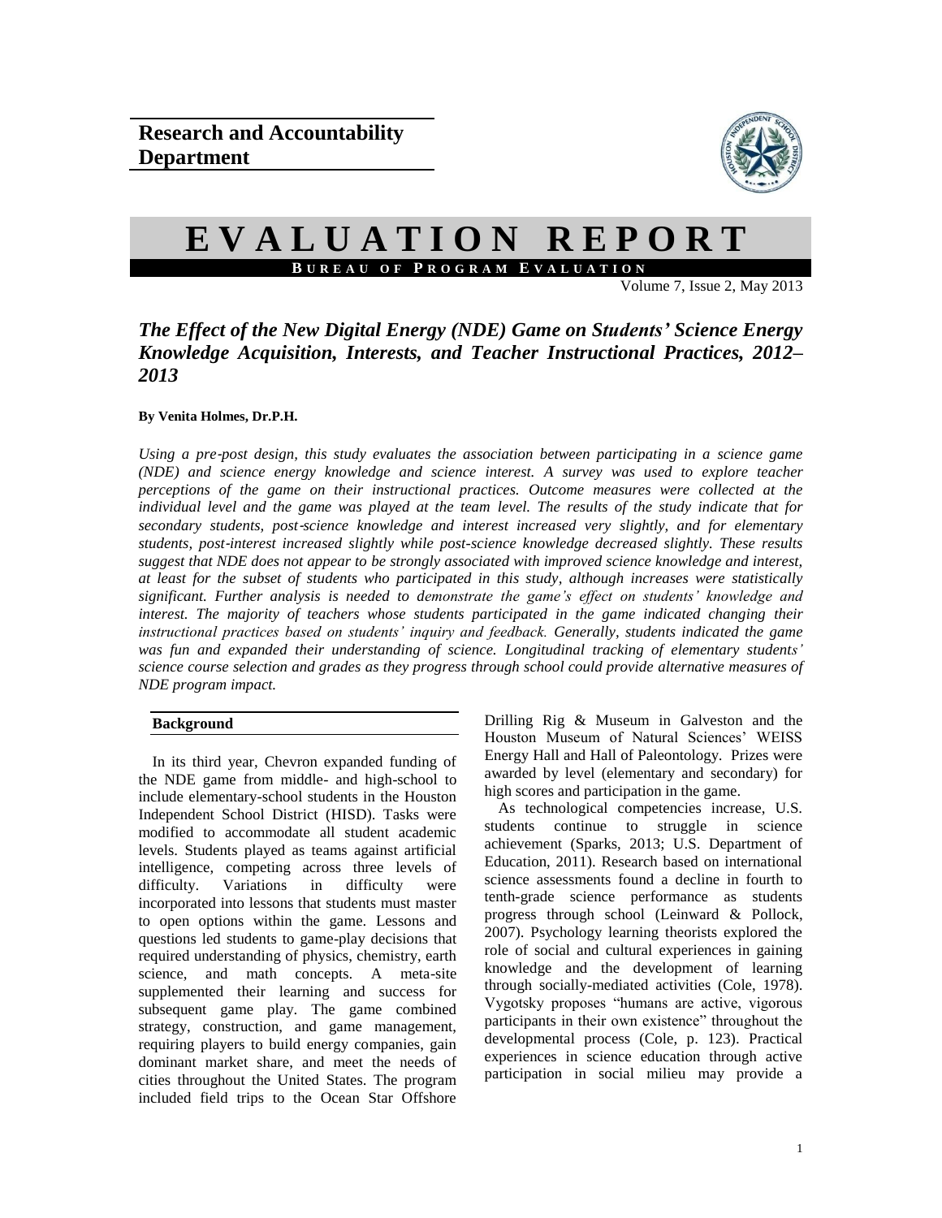**Research and Accountability Department**

# EVALUATION REPORT

**BUREAU OF PROGRAM EVALUATION**

Volume 7, Issue 2, May 2013

## *The Effect of the New Digital Energy (NDE) Game on Students' Science Energy Knowledge Acquisition, Interests, and Teacher Instructional Practices, 2012–2013*

**By Venita Holmes, Dr.P.H.**

*Using a pre-post design, this study evaluates the association between participating in a science game (NDE) and science energy knowledge and science interest. A survey was used to explore teacher perceptions of the game on their instructional practices. Outcome measures were collected at the individual level and the game was played at the team level. The results of the study indicate that for secondary students, post-science knowledge and interest increased very slightly, and for elementary students, post-interest increased slightly while post-science knowledge decreased slightly. These results suggest that NDE does not appear to be strongly associated with improved science knowledge and interest, at least for the subset of students who participated in this study, although increases were statistically significant. Further analysis is needed to demonstrate the game's effect on students' knowledge and interest. The majority of teachers whose students participated in the game indicated changing their instructional practices based on students' inquiry and feedback. Generally, students indicated the game was fun and expanded their understanding of science. Longitudinal tracking of elementary students' science course selection and grades as they progress through school could provide alternative measures of NDE program impact.*

### Background

In its third year, Chevron expanded funding of the NDE game from middle- and high-school to include elementary-school students in the Houston Independent School District (HISD). Tasks were modified to accommodate all student academic levels. Students played as teams against artificial intelligence, competing across three levels of difficulty. Variations in difficulty were incorporated into lessons that students must master to open options within the game. Lessons and questions led students to game-play decisions that required understanding of physics, chemistry, earth science, and math concepts. A meta-site supplemented their learning and success for subsequent game play. The game combined strategy, construction, and game management, requiring players to build energy companies, gain dominant market share, and meet the needs of cities throughout the United States. The program included field trips to the Ocean Star Offshore Drilling Rig & Museum in Galveston and the Houston Museum of Natural Sciences' WEISS Energy Hall and Hall of Paleontology. Prizes were awarded by level (elementary and secondary) for high scores and participation in the game.

As technological competencies increase, U.S. students continue to struggle in science achievement (Sparks, 2013; U.S. Department of Education, 2011). Research based on international science assessments found a decline in fourth to tenth-grade science performance as students progress through school (Leinward & Pollock, 2007). Psychology learning theorists explored the role of social and cultural experiences in gaining knowledge and the development of learning through socially-mediated activities (Cole, 1978). Vygotsky proposes "humans are active, vigorous participants in their own existence" throughout the developmental process (Cole, p. 123). Practical experiences in science education through active participation in social milieu may provide a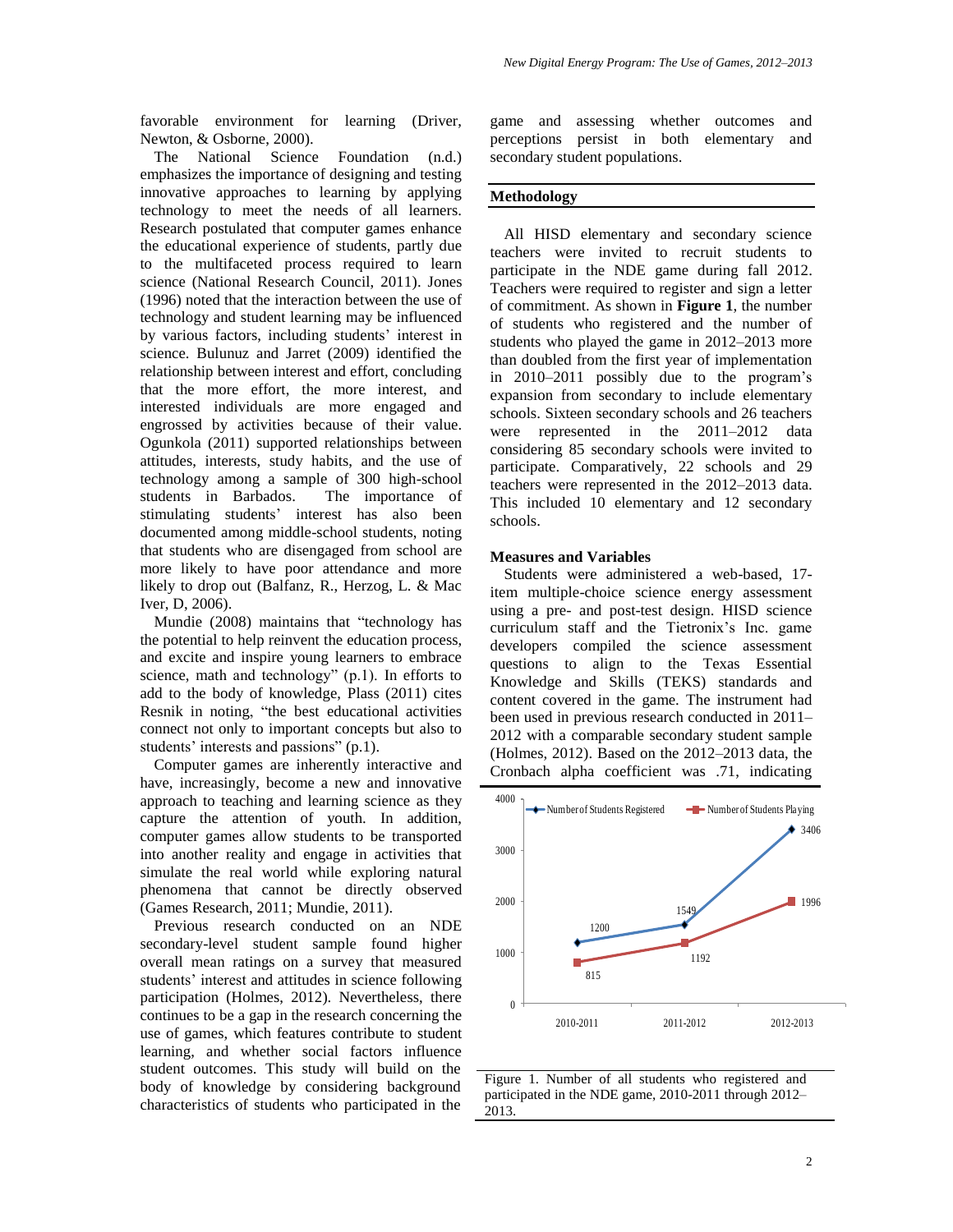favorable environment for learning (Driver, Newton, & Osborne, 2000).

The National Science Foundation (n.d.) emphasizes the importance of designing and testing innovative approaches to learning by applying technology to meet the needs of all learners. Research postulated that computer games enhance the educational experience of students, partly due to the multifaceted process required to learn science (National Research Council, 2011). Jones (1996) noted that the interaction between the use of technology and student learning may be influenced by various factors, including students' interest in science. Bulunuz and Jarret (2009) identified the relationship between interest and effort, concluding that the more effort, the more interest, and interested individuals are more engaged and engrossed by activities because of their value. Ogunkola (2011) supported relationships between attitudes, interests, study habits, and the use of technology among a sample of 300 high-school students in Barbados. The importance of stimulating students' interest has also been documented among middle-school students, noting that students who are disengaged from school are more likely to have poor attendance and more likely to drop out (Balfanz, R., Herzog, L. & Mac Iver, D, 2006).

Mundie (2008) maintains that "technology has the potential to help reinvent the education process, and excite and inspire young learners to embrace science, math and technology" (p.1). In efforts to add to the body of knowledge, Plass (2011) cites Resnik in noting, "the best educational activities connect not only to important concepts but also to students' interests and passions" (p.1).

Computer games are inherently interactive and have, increasingly, become a new and innovative approach to teaching and learning science as they capture the attention of youth. In addition, computer games allow students to be transported into another reality and engage in activities that simulate the real world while exploring natural phenomena that cannot be directly observed (Games Research, 2011; Mundie, 2011).

Previous research conducted on an NDE secondary-level student sample found higher overall mean ratings on a survey that measured students' interest and attitudes in science following participation (Holmes, 2012). Nevertheless, there continues to be a gap in the research concerning the use of games, which features contribute to student learning, and whether social factors influence student outcomes. This study will build on the body of knowledge by considering background characteristics of students who participated in the game and assessing whether outcomes and perceptions persist in both elementary and secondary student populations.

## Methodology

All HISD elementary and secondary science teachers were invited to recruit students to participate in the NDE game during fall 2012. Teachers were required to register and sign a letter of commitment. As shown in **Figure 1**, the number of students who registered and the number of students who played the game in 2012–2013 more than doubled from the first year of implementation in 2010–2011 possibly due to the program's expansion from secondary to include elementary schools. Sixteen secondary schools and 26 teachers were represented in the 2011–2012 data considering 85 secondary schools were invited to participate. Comparatively, 22 schools and 29 teachers were represented in the 2012–2013 data. This included 10 elementary and 12 secondary schools.

### Measures and Variables

Students were administered a web-based, 17-item multiple-choice science energy assessment using a pre- and post-test design. HISD science curriculum staff and the Tietronix's Inc. game developers compiled the science assessment questions to align to the Texas Essential Knowledge and Skills (TEKS) standards and content covered in the game. The instrument had been used in previous research conducted in 2011–2012 with a comparable secondary student sample (Holmes, 2012). Based on the 2012–2013 data, the Cronbach alpha coefficient was .71, indicating

| | 2010-2011 | 2011-2012 | 2012-2013 |
|---|---|---|---|
| Number of Students Registered | 1200 | 1549 | 3406 |
| Number of Students Playing | 815 | 1192 | 1996 |

Figure 1. Number of all students who registered and participated in the NDE game, 2010-2011 through 2012–2013.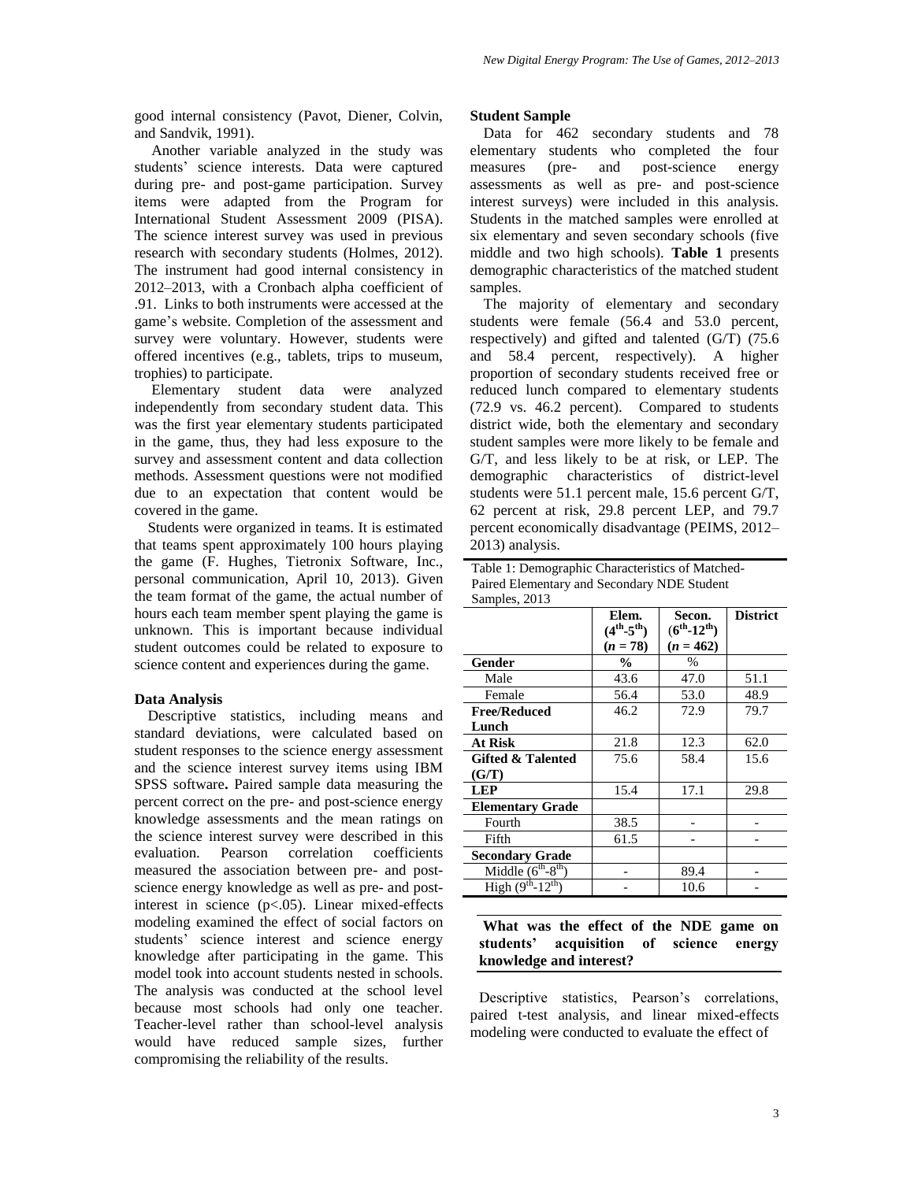good internal consistency (Pavot, Diener, Colvin, and Sandvik, 1991).

Another variable analyzed in the study was students' science interests. Data were captured during pre- and post-game participation. Survey items were adapted from the Program for International Student Assessment 2009 (PISA). The science interest survey was used in previous research with secondary students (Holmes, 2012). The instrument had good internal consistency in 2012–2013, with a Cronbach alpha coefficient of .91. Links to both instruments were accessed at the game's website. Completion of the assessment and survey were voluntary. However, students were offered incentives (e.g., tablets, trips to museum, trophies) to participate.

Elementary student data were analyzed independently from secondary student data. This was the first year elementary students participated in the game, thus, they had less exposure to the survey and assessment content and data collection methods. Assessment questions were not modified due to an expectation that content would be covered in the game.

Students were organized in teams. It is estimated that teams spent approximately 100 hours playing the game (F. Hughes, Tietronix Software, Inc., personal communication, April 10, 2013). Given the team format of the game, the actual number of hours each team member spent playing the game is unknown. This is important because individual student outcomes could be related to exposure to science content and experiences during the game.

### Data Analysis

Descriptive statistics, including means and standard deviations, were calculated based on student responses to the science energy assessment and the science interest survey items using IBM SPSS software**.** Paired sample data measuring the percent correct on the pre- and post-science energy knowledge assessments and the mean ratings on the science interest survey were described in this evaluation. Pearson correlation coefficients measured the association between pre- and post-science energy knowledge as well as pre- and post-interest in science ($p<.05$). Linear mixed-effects modeling examined the effect of social factors on students' science interest and science energy knowledge after participating in the game. This model took into account students nested in schools. The analysis was conducted at the school level because most schools had only one teacher. Teacher-level rather than school-level analysis would have reduced sample sizes, further compromising the reliability of the results.

### Student Sample

Data for 462 secondary students and 78 elementary students who completed the four measures (pre- and post-science energy assessments as well as pre- and post-science interest surveys) were included in this analysis. Students in the matched samples were enrolled at six elementary and seven secondary schools (five middle and two high schools). **Table 1** presents demographic characteristics of the matched student samples.

The majority of elementary and secondary students were female (56.4 and 53.0 percent, respectively) and gifted and talented (G/T) (75.6 and 58.4 percent, respectively). A higher proportion of secondary students received free or reduced lunch compared to elementary students (72.9 vs. 46.2 percent). Compared to students district wide, both the elementary and secondary student samples were more likely to be female and G/T, and less likely to be at risk, or LEP. The demographic characteristics of district-level students were 51.1 percent male, 15.6 percent G/T, 62 percent at risk, 29.8 percent LEP, and 79.7 percent economically disadvantage (PEIMS, 2012–2013) analysis.

Table 1: Demographic Characteristics of Matched-Paired Elementary and Secondary NDE Student Samples, 2013

| | **Elem. ($4^{th}$-$5^{th}$) ($n = 78$)** | **Secon. ($6^{th}$-$12^{th}$) ($n = 462$)** | **District** |
|---|---|---|---|
| **Gender** | **%** | % | |
| Male | 43.6 | 47.0 | 51.1 |
| Female | 56.4 | 53.0 | 48.9 |
| **Free/Reduced Lunch** | 46.2 | 72.9 | 79.7 |
| **At Risk** | 21.8 | 12.3 | 62.0 |
| **Gifted & Talented (G/T)** | 75.6 | 58.4 | 15.6 |
| **LEP** | 15.4 | 17.1 | 29.8 |
| **Elementary Grade** | | | |
| Fourth | 38.5 | - | - |
| Fifth | 61.5 | - | - |
| **Secondary Grade** | | | |
| Middle ($6^{th}$-$8^{th}$) | - | 89.4 | - |
| High ($9^{th}$-$12^{th}$) | - | 10.6 | - |

**What was the effect of the NDE game on students' acquisition of science energy knowledge and interest?**

Descriptive statistics, Pearson's correlations, paired t-test analysis, and linear mixed-effects modeling were conducted to evaluate the effect of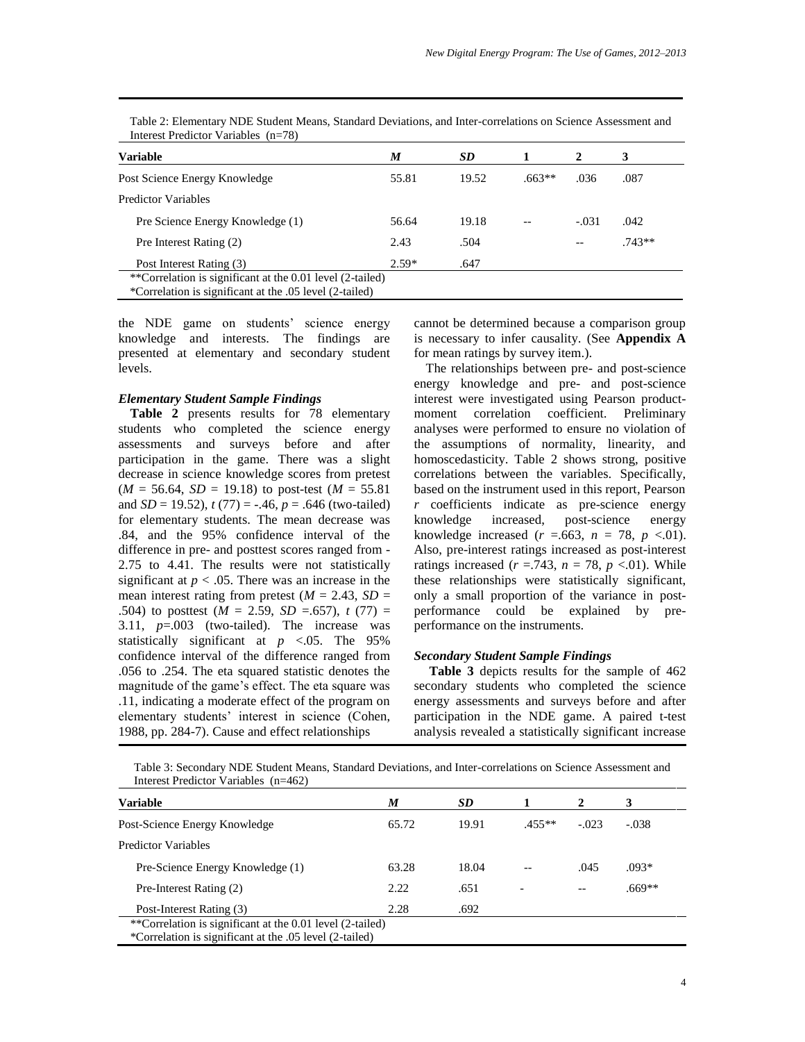Table 2: Elementary NDE Student Means, Standard Deviations, and Inter-correlations on Science Assessment and Interest Predictor Variables (n=78)

| **Variable** | ***M*** | ***SD*** | **1** | **2** | **3** |
|---|---|---|---|---|---|
| Post Science Energy Knowledge | 55.81 | 19.52 | .663** | .036 | .087 |
| Predictor Variables | | | | | |
| Pre Science Energy Knowledge (1) | 56.64 | 19.18 | -- | -.031 | .042 |
| Pre Interest Rating (2) | 2.43 | .504 | | -- | .743** |
| Post Interest Rating (3) | 2.59* | .647 | | | |

**Correlation is significant at the 0.01 level (2-tailed)
*Correlation is significant at the .05 level (2-tailed)

the NDE game on students' science energy knowledge and interests. The findings are presented at elementary and secondary student levels.

### *Elementary Student Sample Findings*

**Table 2** presents results for 78 elementary students who completed the science energy assessments and surveys before and after participation in the game. There was a slight decrease in science knowledge scores from pretest ($M$ = 56.64, $SD$ = 19.18) to post-test ($M$ = 55.81 and $SD$ = 19.52), $t$ (77) = -.46, $p$ = .646 (two-tailed) for elementary students. The mean decrease was .84, and the 95% confidence interval of the difference in pre- and posttest scores ranged from -2.75 to 4.41. The results were not statistically significant at $p < .05$. There was an increase in the mean interest rating from pretest ($M$ = 2.43, $SD$ = .504) to posttest ($M$ = 2.59, $SD$ =.657), $t$ (77) = 3.11, $p$=.003 (two-tailed). The increase was statistically significant at $p$ <.05. The 95% confidence interval of the difference ranged from .056 to .254. The eta squared statistic denotes the magnitude of the game's effect. The eta square was .11, indicating a moderate effect of the program on elementary students' interest in science (Cohen, 1988, pp. 284-7). Cause and effect relationships cannot be determined because a comparison group is necessary to infer causality. (See **Appendix A** for mean ratings by survey item.).

The relationships between pre- and post-science energy knowledge and pre- and post-science interest were investigated using Pearson product-moment correlation coefficient. Preliminary analyses were performed to ensure no violation of the assumptions of normality, linearity, and homoscedasticity. Table 2 shows strong, positive correlations between the variables. Specifically, based on the instrument used in this report, Pearson $r$ coefficients indicate as pre-science energy knowledge increased, post-science energy knowledge increased ($r$ =.663, $n$ = 78, $p$ <.01). Also, pre-interest ratings increased as post-interest ratings increased ($r$ =.743, $n$ = 78, $p$ <.01). While these relationships were statistically significant, only a small proportion of the variance in post-performance could be explained by pre-performance on the instruments.

### *Secondary Student Sample Findings*

**Table 3** depicts results for the sample of 462 secondary students who completed the science energy assessments and surveys before and after participation in the NDE game. A paired t-test analysis revealed a statistically significant increase

Table 3: Secondary NDE Student Means, Standard Deviations, and Inter-correlations on Science Assessment and Interest Predictor Variables (n=462)

| **Variable** | ***M*** | ***SD*** | **1** | **2** | **3** |
|---|---|---|---|---|---|
| Post-Science Energy Knowledge | 65.72 | 19.91 | .455** | -.023 | -.038 |
| Predictor Variables | | | | | |
| Pre-Science Energy Knowledge (1) | 63.28 | 18.04 | -- | .045 | .093* |
| Pre-Interest Rating (2) | 2.22 | .651 | - | -- | .669** |
| Post-Interest Rating (3) | 2.28 | .692 | | | |

**Correlation is significant at the 0.01 level (2-tailed)
*Correlation is significant at the .05 level (2-tailed)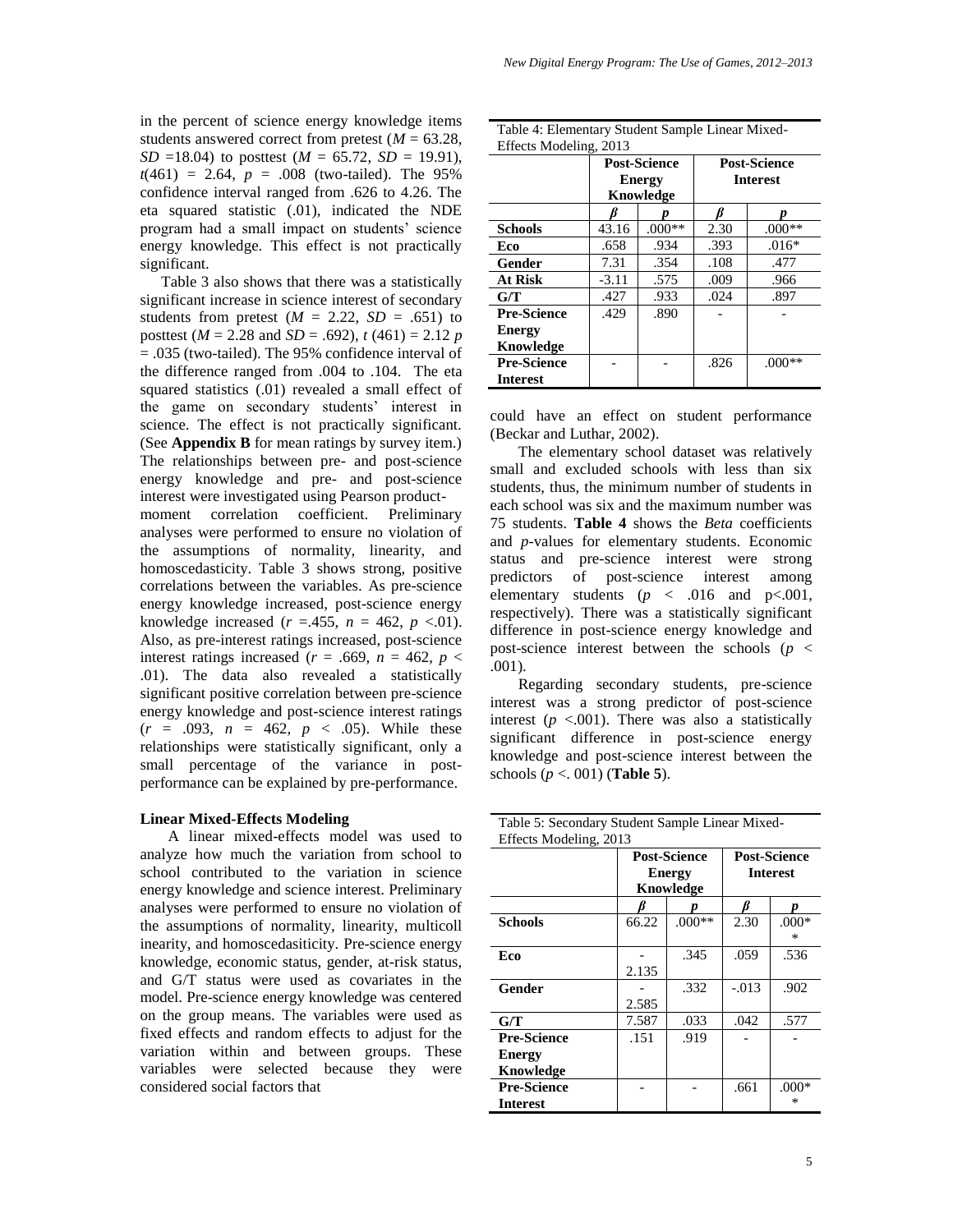in the percent of science energy knowledge items students answered correct from pretest ($M$ = 63.28, $SD$ =18.04) to posttest ($M$ = 65.72, $SD$ = 19.91), $t(461)$ = 2.64, $p$ = .008 (two-tailed). The 95% confidence interval ranged from .626 to 4.26. The eta squared statistic (.01), indicated the NDE program had a small impact on students' science energy knowledge. This effect is not practically significant.

Table 3 also shows that there was a statistically significant increase in science interest of secondary students from pretest ($M$ = 2.22, $SD$ = .651) to posttest ($M$ = 2.28 and $SD$ = .692), $t$ (461) = 2.12 $p$ = .035 (two-tailed). The 95% confidence interval of the difference ranged from .004 to .104. The eta squared statistics (.01) revealed a small effect of the game on secondary students' interest in science. The effect is not practically significant. (See **Appendix B** for mean ratings by survey item.) The relationships between pre- and post-science energy knowledge and pre- and post-science interest were investigated using Pearson product-moment correlation coefficient. Preliminary analyses were performed to ensure no violation of the assumptions of normality, linearity, and homoscedasticity. Table 3 shows strong, positive correlations between the variables. As pre-science energy knowledge increased, post-science energy knowledge increased ($r$ =.455, $n$ = 462, $p$ <.01). Also, as pre-interest ratings increased, post-science interest ratings increased ($r$ = .669, $n$ = 462, $p$ < .01). The data also revealed a statistically significant positive correlation between pre-science energy knowledge and post-science interest ratings ($r$ = .093, $n$ = 462, $p$ < .05). While these relationships were statistically significant, only a small percentage of the variance in post-performance can be explained by pre-performance.

**Linear Mixed-Effects Modeling**

A linear mixed-effects model was used to analyze how much the variation from school to school contributed to the variation in science energy knowledge and science interest. Preliminary analyses were performed to ensure no violation of the assumptions of normality, linearity, multicoll inearity, and homoscedasiticity. Pre-science energy knowledge, economic status, gender, at-risk status, and G/T status were used as covariates in the model. Pre-science energy knowledge was centered on the group means. The variables were used as fixed effects and random effects to adjust for the variation within and between groups. These variables were selected because they were considered social factors that could have an effect on student performance (Beckar and Luthar, 2002).

Table 4: Elementary Student Sample Linear Mixed-Effects Modeling, 2013

| | Post-Science Energy Knowledge | | Post-Science Interest | |
|---|---|---|---|---|
| | $\beta$ | $p$ | $\beta$ | $p$ |
| **Schools** | 43.16 | .000** | 2.30 | .000** |
| **Eco** | .658 | .934 | .393 | .016* |
| **Gender** | 7.31 | .354 | .108 | .477 |
| **At Risk** | -3.11 | .575 | .009 | .966 |
| **G/T** | .427 | .933 | .024 | .897 |
| **Pre-Science Energy Knowledge** | .429 | .890 | - | - |
| **Pre-Science Interest** | - | - | .826 | .000** |

The elementary school dataset was relatively small and excluded schools with less than six students, thus, the minimum number of students in each school was six and the maximum number was 75 students. **Table 4** shows the *Beta* coefficients and $p$-values for elementary students. Economic status and pre-science interest were strong predictors of post-science interest among elementary students ($p$ < .016 and $p<.001$, respectively). There was a statistically significant difference in post-science energy knowledge and post-science interest between the schools ($p$ < .001).

Regarding secondary students, pre-science interest was a strong predictor of post-science interest ($p$ <.001). There was also a statistically significant difference in post-science energy knowledge and post-science interest between the schools ($p$ <. 001) (**Table 5**).

Table 5: Secondary Student Sample Linear Mixed-Effects Modeling, 2013

| | Post-Science Energy Knowledge | | Post-Science Interest | |
|---|---|---|---|---|
| | $\beta$ | $p$ | $\beta$ | $p$ |
| **Schools** | 66.22 | .000** | 2.30 | .000** |
| **Eco** | -2.135 | .345 | .059 | .536 |
| **Gender** | -2.585 | .332 | -.013 | .902 |
| **G/T** | 7.587 | .033 | .042 | .577 |
| **Pre-Science Energy Knowledge** | .151 | .919 | - | - |
| **Pre-Science Interest** | - | - | .661 | .000** |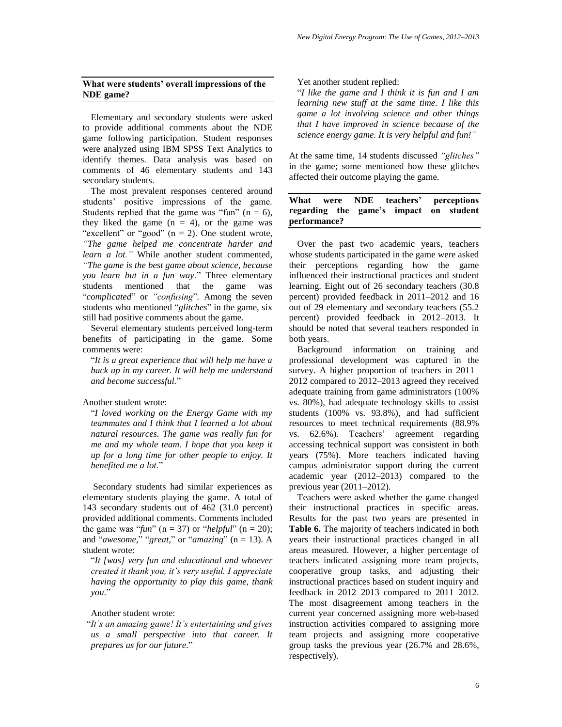## What were students' overall impressions of the NDE game?

Elementary and secondary students were asked to provide additional comments about the NDE game following participation. Student responses were analyzed using IBM SPSS Text Analytics to identify themes. Data analysis was based on comments of 46 elementary students and 143 secondary students.

The most prevalent responses centered around students' positive impressions of the game. Students replied that the game was "fun" (n = 6), they liked the game (n = 4), or the game was "excellent" or "good" (n = 2). One student wrote, *"The game helped me concentrate harder and learn a lot."* While another student commented, *"The game is the best game about science, because you learn but in a fun way*." Three elementary students mentioned that the game was "*complicated*" or *"confusing*". Among the seven students who mentioned "*glitches*" in the game, six still had positive comments about the game.

Several elementary students perceived long-term benefits of participating in the game. Some comments were:

> "*It is a great experience that will help me have a back up in my career. It will help me understand and become successful.*"

Another student wrote:

> "*I loved working on the Energy Game with my teammates and I think that I learned a lot about natural resources. The game was really fun for me and my whole team. I hope that you keep it up for a long time for other people to enjoy. It benefited me a lot.*"

Secondary students had similar experiences as elementary students playing the game. A total of 143 secondary students out of 462 (31.0 percent) provided additional comments. Comments included the game was "*fun*" (n = 37) or "*helpful*" (n = 20); and "*awesome*," "*great*," or "*amazing*" (n = 13). A student wrote:

> "*It [was] very fun and educational and whoever created it thank you, it's very useful. I appreciate having the opportunity to play this game, thank you.*"

Another student wrote:

> "*It's an amazing game! It's entertaining and gives us a small perspective into that career. It prepares us for our future*."

Yet another student replied:

> "*I like the game and I think it is fun and I am learning new stuff at the same time. I like this game a lot involving science and other things that I have improved in science because of the science energy game. It is very helpful and fun!"*

At the same time, 14 students discussed *"glitches"* in the game; some mentioned how these glitches affected their outcome playing the game.

## What were NDE teachers' perceptions regarding the game's impact on student performance?

Over the past two academic years, teachers whose students participated in the game were asked their perceptions regarding how the game influenced their instructional practices and student learning. Eight out of 26 secondary teachers (30.8 percent) provided feedback in 2011–2012 and 16 out of 29 elementary and secondary teachers (55.2 percent) provided feedback in 2012–2013. It should be noted that several teachers responded in both years.

Background information on training and professional development was captured in the survey. A higher proportion of teachers in 2011–2012 compared to 2012–2013 agreed they received adequate training from game administrators (100% vs. 80%), had adequate technology skills to assist students (100% vs. 93.8%), and had sufficient resources to meet technical requirements (88.9% vs. 62.6%). Teachers' agreement regarding accessing technical support was consistent in both years (75%). More teachers indicated having campus administrator support during the current academic year (2012–2013) compared to the previous year (2011–2012).

Teachers were asked whether the game changed their instructional practices in specific areas. Results for the past two years are presented in **Table 6.** The majority of teachers indicated in both years their instructional practices changed in all areas measured. However, a higher percentage of teachers indicated assigning more team projects, cooperative group tasks, and adjusting their instructional practices based on student inquiry and feedback in 2012–2013 compared to 2011–2012. The most disagreement among teachers in the current year concerned assigning more web-based instruction activities compared to assigning more team projects and assigning more cooperative group tasks the previous year (26.7% and 28.6%, respectively).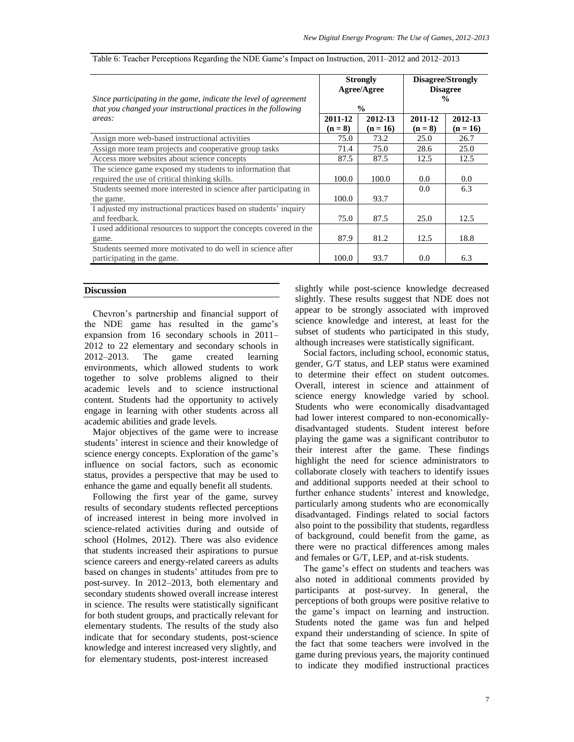Table 6: Teacher Perceptions Regarding the NDE Game's Impact on Instruction, 2011–2012 and 2012–2013

| *Since participating in the game, indicate the level of agreement that you changed your instructional practices in the following areas:* | **Strongly Agree/Agree** % | | **Disagree/Strongly Disagree** % | |
|---|---|---|---|---|
| | **2011-12 (n = 8)** | **2012-13 (n = 16)** | **2011-12 (n = 8)** | **2012-13 (n = 16)** |
| Assign more web-based instructional activities | 75.0 | 73.2 | 25.0 | 26.7 |
| Assign more team projects and cooperative group tasks | 71.4 | 75.0 | 28.6 | 25.0 |
| Access more websites about science concepts | 87.5 | 87.5 | 12.5 | 12.5 |
| The science game exposed my students to information that required the use of critical thinking skills. | 100.0 | 100.0 | 0.0 | 0.0 |
| Students seemed more interested in science after participating in the game. | 100.0 | 93.7 | 0.0 | 6.3 |
| I adjusted my instructional practices based on students' inquiry and feedback. | 75.0 | 87.5 | 25.0 | 12.5 |
| I used additional resources to support the concepts covered in the game. | 87.9 | 81.2 | 12.5 | 18.8 |
| Students seemed more motivated to do well in science after participating in the game. | 100.0 | 93.7 | 0.0 | 6.3 |

## Discussion

Chevron's partnership and financial support of the NDE game has resulted in the game's expansion from 16 secondary schools in 2011–2012 to 22 elementary and secondary schools in 2012–2013. The game created learning environments, which allowed students to work together to solve problems aligned to their academic levels and to science instructional content. Students had the opportunity to actively engage in learning with other students across all academic abilities and grade levels.

Major objectives of the game were to increase students' interest in science and their knowledge of science energy concepts. Exploration of the game's influence on social factors, such as economic status, provides a perspective that may be used to enhance the game and equally benefit all students.

Following the first year of the game, survey results of secondary students reflected perceptions of increased interest in being more involved in science-related activities during and outside of school (Holmes, 2012). There was also evidence that students increased their aspirations to pursue science careers and energy-related careers as adults based on changes in students' attitudes from pre to post-survey. In 2012–2013, both elementary and secondary students showed overall increase interest in science. The results were statistically significant for both student groups, and practically relevant for elementary students. The results of the study also indicate that for secondary students, post-science knowledge and interest increased very slightly, and for elementary students, post-interest increased slightly while post-science knowledge decreased slightly. These results suggest that NDE does not appear to be strongly associated with improved science knowledge and interest, at least for the subset of students who participated in this study, although increases were statistically significant.

Social factors, including school, economic status, gender, G/T status, and LEP status were examined to determine their effect on student outcomes. Overall, interest in science and attainment of science energy knowledge varied by school. Students who were economically disadvantaged had lower interest compared to non-economically-disadvantaged students. Student interest before playing the game was a significant contributor to their interest after the game. These findings highlight the need for science administrators to collaborate closely with teachers to identify issues and additional supports needed at their school to further enhance students' interest and knowledge, particularly among students who are economically disadvantaged. Findings related to social factors also point to the possibility that students, regardless of background, could benefit from the game, as there were no practical differences among males and females or G/T, LEP, and at-risk students.

The game's effect on students and teachers was also noted in additional comments provided by participants at post-survey. In general, the perceptions of both groups were positive relative to the game's impact on learning and instruction. Students noted the game was fun and helped expand their understanding of science. In spite of the fact that some teachers were involved in the game during previous years, the majority continued to indicate they modified instructional practices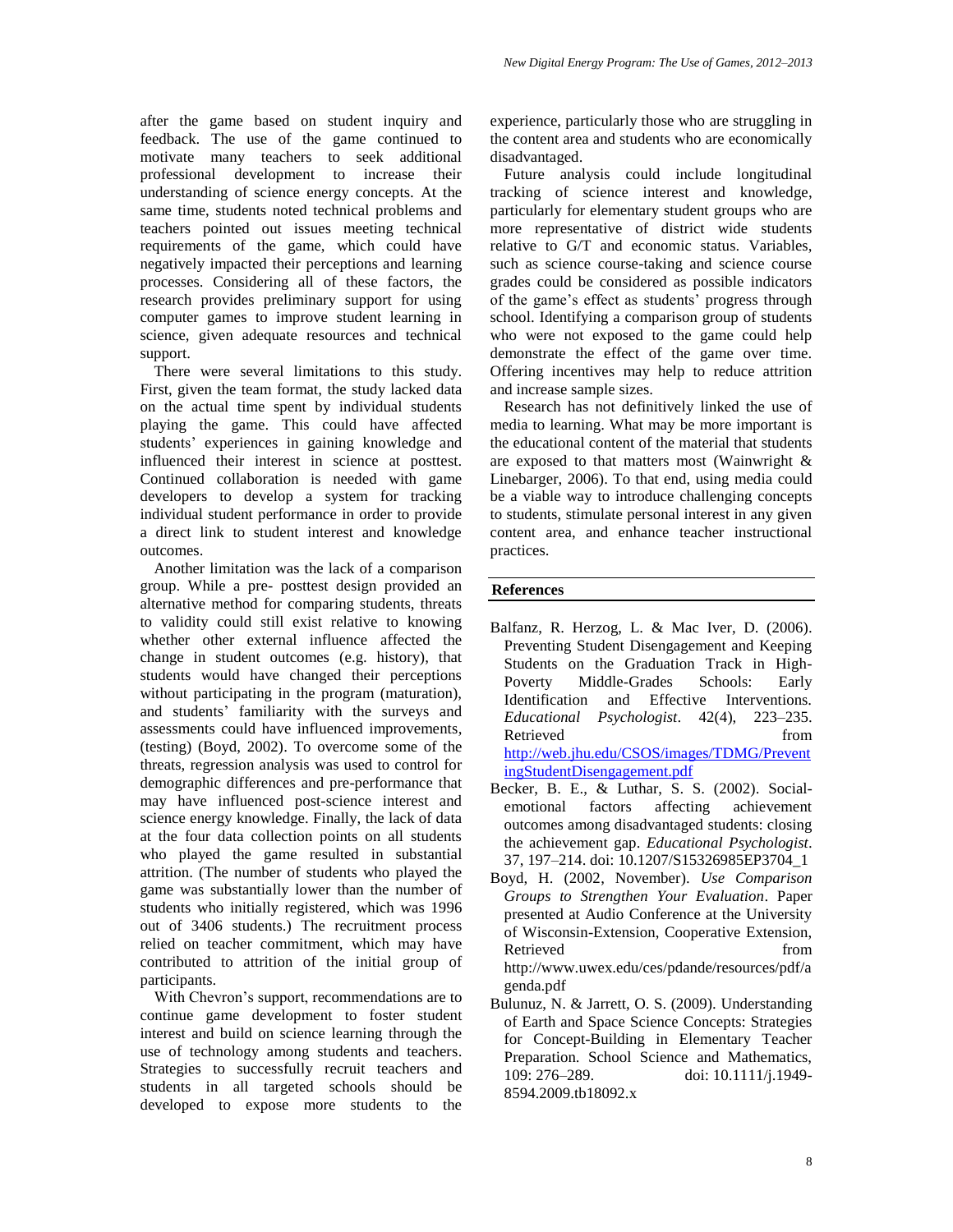after the game based on student inquiry and feedback. The use of the game continued to motivate many teachers to seek additional professional development to increase their understanding of science energy concepts. At the same time, students noted technical problems and teachers pointed out issues meeting technical requirements of the game, which could have negatively impacted their perceptions and learning processes. Considering all of these factors, the research provides preliminary support for using computer games to improve student learning in science, given adequate resources and technical support.

There were several limitations to this study. First, given the team format, the study lacked data on the actual time spent by individual students playing the game. This could have affected students' experiences in gaining knowledge and influenced their interest in science at posttest. Continued collaboration is needed with game developers to develop a system for tracking individual student performance in order to provide a direct link to student interest and knowledge outcomes.

Another limitation was the lack of a comparison group. While a pre- posttest design provided an alternative method for comparing students, threats to validity could still exist relative to knowing whether other external influence affected the change in student outcomes (e.g. history), that students would have changed their perceptions without participating in the program (maturation), and students' familiarity with the surveys and assessments could have influenced improvements, (testing) (Boyd, 2002). To overcome some of the threats, regression analysis was used to control for demographic differences and pre-performance that may have influenced post-science interest and science energy knowledge. Finally, the lack of data at the four data collection points on all students who played the game resulted in substantial attrition. (The number of students who played the game was substantially lower than the number of students who initially registered, which was 1996 out of 3406 students.) The recruitment process relied on teacher commitment, which may have contributed to attrition of the initial group of participants.

With Chevron's support, recommendations are to continue game development to foster student interest and build on science learning through the use of technology among students and teachers. Strategies to successfully recruit teachers and students in all targeted schools should be developed to expose more students to the experience, particularly those who are struggling in the content area and students who are economically disadvantaged.

Future analysis could include longitudinal tracking of science interest and knowledge, particularly for elementary student groups who are more representative of district wide students relative to G/T and economic status. Variables, such as science course-taking and science course grades could be considered as possible indicators of the game's effect as students' progress through school. Identifying a comparison group of students who were not exposed to the game could help demonstrate the effect of the game over time. Offering incentives may help to reduce attrition and increase sample sizes.

Research has not definitively linked the use of media to learning. What may be more important is the educational content of the material that students are exposed to that matters most (Wainwright & Linebarger, 2006). To that end, using media could be a viable way to introduce challenging concepts to students, stimulate personal interest in any given content area, and enhance teacher instructional practices.

## References

Balfanz, R. Herzog, L. & Mac Iver, D. (2006). Preventing Student Disengagement and Keeping Students on the Graduation Track in High-Poverty Middle-Grades Schools: Early Identification and Effective Interventions. *Educational Psychologist*. 42(4), 223–235. Retrieved from http://web.jhu.edu/CSOS/images/TDMG/PreventingStudentDisengagement.pdf

Becker, B. E., & Luthar, S. S. (2002). Social-emotional factors affecting achievement outcomes among disadvantaged students: closing the achievement gap. *Educational Psychologist*. 37, 197–214. doi: 10.1207/S15326985EP3704_1

Boyd, H. (2002, November). *Use Comparison Groups to Strengthen Your Evaluation*. Paper presented at Audio Conference at the University of Wisconsin-Extension, Cooperative Extension, Retrieved from http://www.uwex.edu/ces/pdande/resources/pdf/agenda.pdf

Bulunuz, N. & Jarrett, O. S. (2009). Understanding of Earth and Space Science Concepts: Strategies for Concept-Building in Elementary Teacher Preparation. School Science and Mathematics, 109: 276–289. doi: 10.1111/j.1949-8594.2009.tb18092.x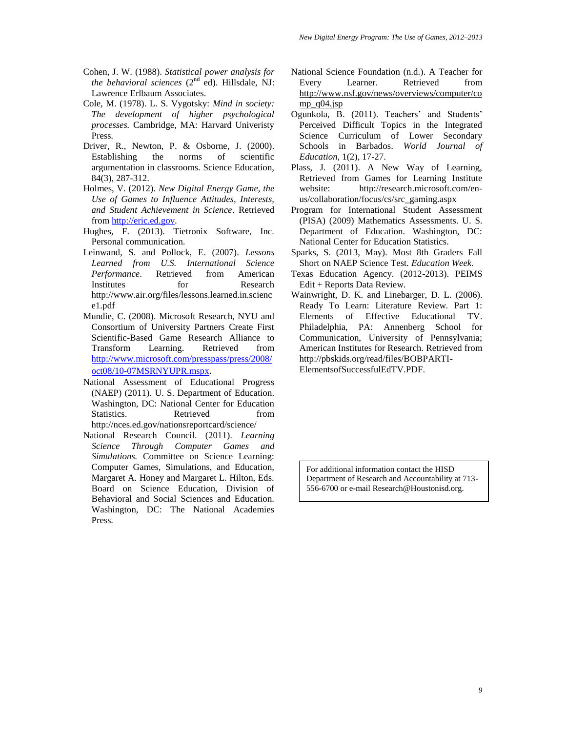Cohen, J. W. (1988). *Statistical power analysis for the behavioral sciences* (2nd ed). Hillsdale, NJ: Lawrence Erlbaum Associates.

Cole, M. (1978). L. S. Vygotsky: *Mind in society: The development of higher psychological processes.* Cambridge, MA: Harvard Univeristy Press.

Driver, R., Newton, P. & Osborne, J. (2000). Establishing the norms of scientific argumentation in classrooms. Science Education, 84(3), 287-312.

Holmes, V. (2012). *New Digital Energy Game, the Use of Games to Influence Attitudes, Interests, and Student Achievement in Science*. Retrieved from http://eric.ed.gov.

Hughes, F. (2013). Tietronix Software, Inc. Personal communication.

Leinwand, S. and Pollock, E. (2007). *Lessons Learned from U.S. International Science Performance*. Retrieved from American Institutes for Research http://www.air.org/files/lessons.learned.in.science1.pdf

Mundie, C. (2008). Microsoft Research, NYU and Consortium of University Partners Create First Scientific-Based Game Research Alliance to Transform Learning. Retrieved from http://www.microsoft.com/presspass/press/2008/oct08/10-07MSRNYUPR.mspx.

National Assessment of Educational Progress (NAEP) (2011). U. S. Department of Education. Washington, DC: National Center for Education Statistics. Retrieved from http://nces.ed.gov/nationsreportcard/science/

National Research Council. (2011). *Learning Science Through Computer Games and Simulations.* Committee on Science Learning: Computer Games, Simulations, and Education, Margaret A. Honey and Margaret L. Hilton, Eds. Board on Science Education, Division of Behavioral and Social Sciences and Education. Washington, DC: The National Academies Press.

National Science Foundation (n.d.). A Teacher for Every Learner. Retrieved from http://www.nsf.gov/news/overviews/computer/comp_q04.jsp

Ogunkola, B. (2011). Teachers' and Students' Perceived Difficult Topics in the Integrated Science Curriculum of Lower Secondary Schools in Barbados. *World Journal of Education*, 1(2), 17-27.

Plass, J. (2011). A New Way of Learning, Retrieved from Games for Learning Institute website: http://research.microsoft.com/en-us/collaboration/focus/cs/src_gaming.aspx

Program for International Student Assessment (PISA) (2009) Mathematics Assessments. U. S. Department of Education. Washington, DC: National Center for Education Statistics.

Sparks, S. (2013, May). Most 8th Graders Fall Short on NAEP Science Test. *Education Week*.

Texas Education Agency. (2012-2013). PEIMS Edit + Reports Data Review.

Wainwright, D. K. and Linebarger, D. L. (2006). Ready To Learn: Literature Review. Part 1: Elements of Effective Educational TV. Philadelphia, PA: Annenberg School for Communication, University of Pennsylvania; American Institutes for Research. Retrieved from http://pbskids.org/read/files/BOBPARTI-ElementsofSuccessfulEdTV.PDF.

For additional information contact the HISD Department of Research and Accountability at 713-556-6700 or e-mail Research@Houstonisd.org.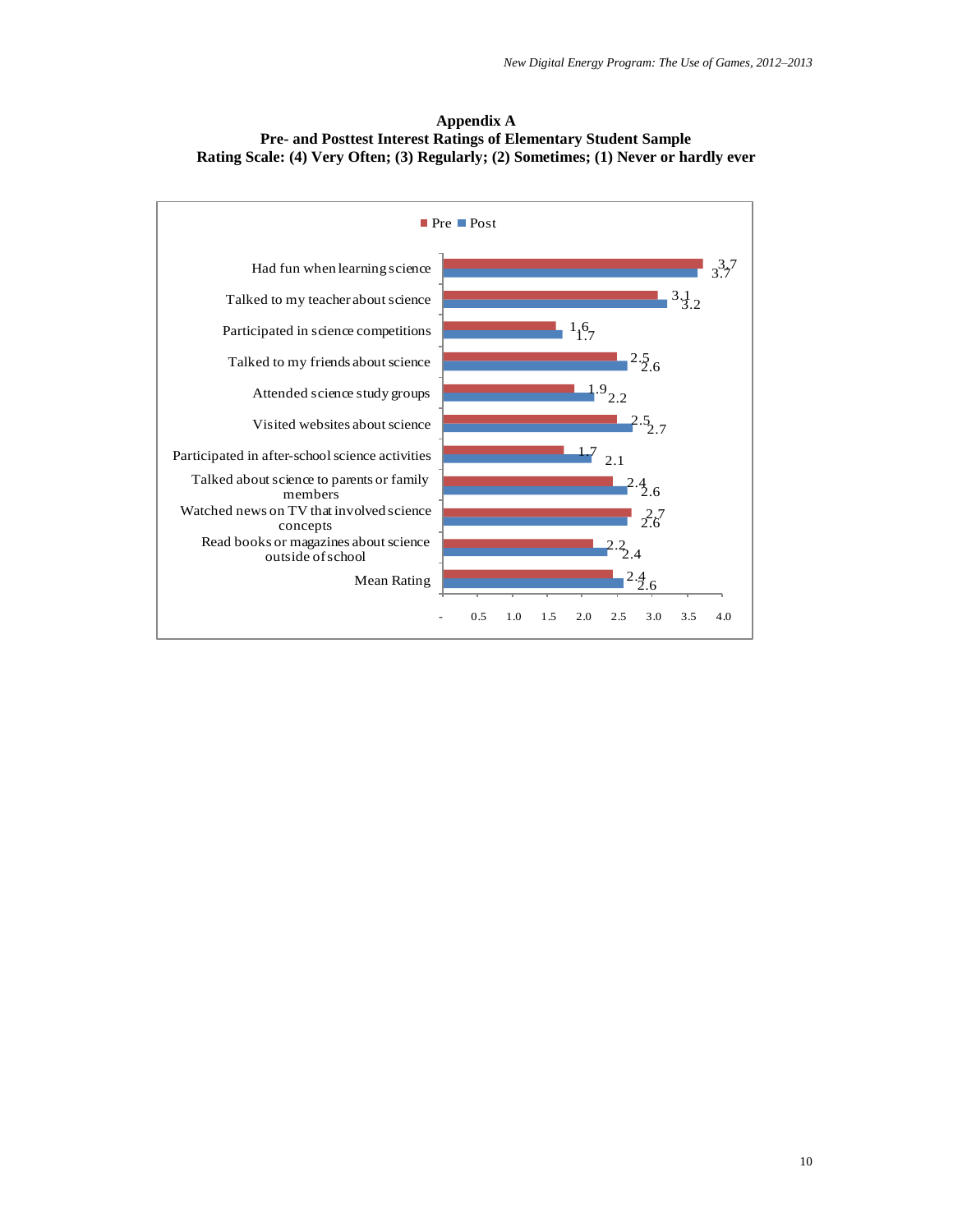# Appendix A

## Pre- and Posttest Interest Ratings of Elementary Student Sample

**Rating Scale: (4) Very Often; (3) Regularly; (2) Sometimes; (1) Never or hardly ever**

| Item | Pre | Post |
|---|---|---|
| Had fun when learning science | 3.7 | 3.7 |
| Talked to my teacher about science | 3.1 | 3.2 |
| Participated in science competitions | 1.6 | 1.7 |
| Talked to my friends about science | 2.5 | 2.6 |
| Attended science study groups | 1.9 | 2.2 |
| Visited websites about science | 2.5 | 2.7 |
| Participated in after-school science activities | 1.7 | 2.1 |
| Talked about science to parents or family members | 2.4 | 2.6 |
| Watched news on TV that involved science concepts | 2.7 | 2.6 |
| Read books or magazines about science outside of school | 2.2 | 2.4 |
| Mean Rating | 2.4 | 2.6 |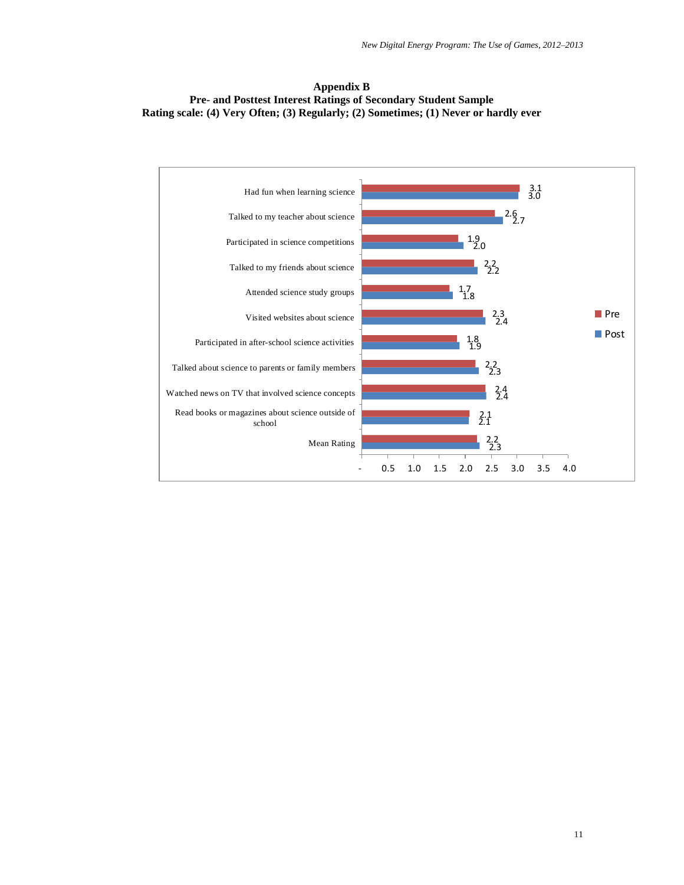### Appendix B
### Pre- and Posttest Interest Ratings of Secondary Student Sample
### Rating scale: (4) Very Often; (3) Regularly; (2) Sometimes; (1) Never or hardly ever

Had fun when learning science
3.1
3.0

Talked to my teacher about science
2.6
2.7

Participated in science competitions
1.9
2.0

Talked to my friends about science
2.2
2.2

Attended science study groups
1.7
1.8

Visited websites about science
2.3
2.4

Participated in after-school science activities
1.8
1.9

Talked about science to parents or family members
2.2
2.3

Watched news on TV that involved science concepts
2.4
2.4

Read books or magazines about science outside of school
2.1
2.1

Mean Rating
2.2
2.3

- 0.5 1.0 1.5 2.0 2.5 3.0 3.5 4.0

Pre
Post